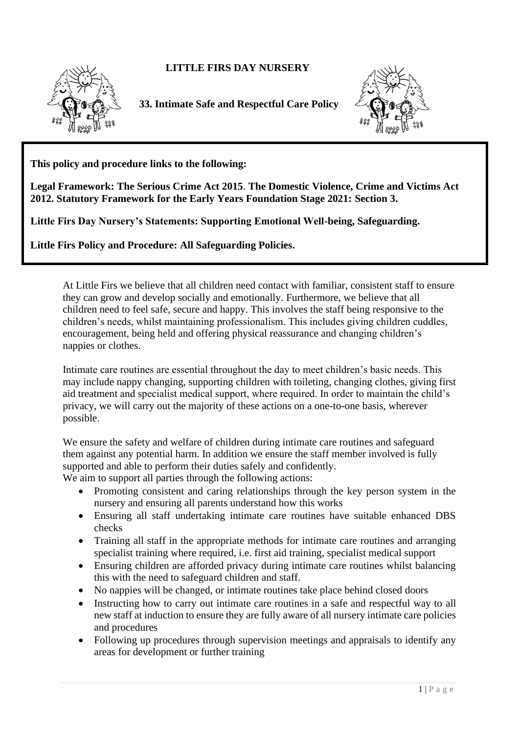# LITTLE FIRS DAY NURSERY

## 33. Intimate Safe and Respectful Care Policy

**This policy and procedure links to the following:**

**Legal Framework: The Serious Crime Act 2015**. **The Domestic Violence, Crime and Victims Act 2012. Statutory Framework for the Early Years Foundation Stage 2021: Section 3.**

**Little Firs Day Nursery's Statements: Supporting Emotional Well-being, Safeguarding.**

**Little Firs Policy and Procedure: All Safeguarding Policies.**

At Little Firs we believe that all children need contact with familiar, consistent staff to ensure they can grow and develop socially and emotionally. Furthermore, we believe that all children need to feel safe, secure and happy. This involves the staff being responsive to the children's needs, whilst maintaining professionalism. This includes giving children cuddles, encouragement, being held and offering physical reassurance and changing children's nappies or clothes.

Intimate care routines are essential throughout the day to meet children's basic needs. This may include nappy changing, supporting children with toileting, changing clothes, giving first aid treatment and specialist medical support, where required. In order to maintain the child's privacy, we will carry out the majority of these actions on a one-to-one basis, wherever possible.

We ensure the safety and welfare of children during intimate care routines and safeguard them against any potential harm. In addition we ensure the staff member involved is fully supported and able to perform their duties safely and confidently.
We aim to support all parties through the following actions:

- Promoting consistent and caring relationships through the key person system in the nursery and ensuring all parents understand how this works
- Ensuring all staff undertaking intimate care routines have suitable enhanced DBS checks
- Training all staff in the appropriate methods for intimate care routines and arranging specialist training where required, i.e. first aid training, specialist medical support
- Ensuring children are afforded privacy during intimate care routines whilst balancing this with the need to safeguard children and staff.
- No nappies will be changed, or intimate routines take place behind closed doors
- Instructing how to carry out intimate care routines in a safe and respectful way to all new staff at induction to ensure they are fully aware of all nursery intimate care policies and procedures
- Following up procedures through supervision meetings and appraisals to identify any areas for development or further training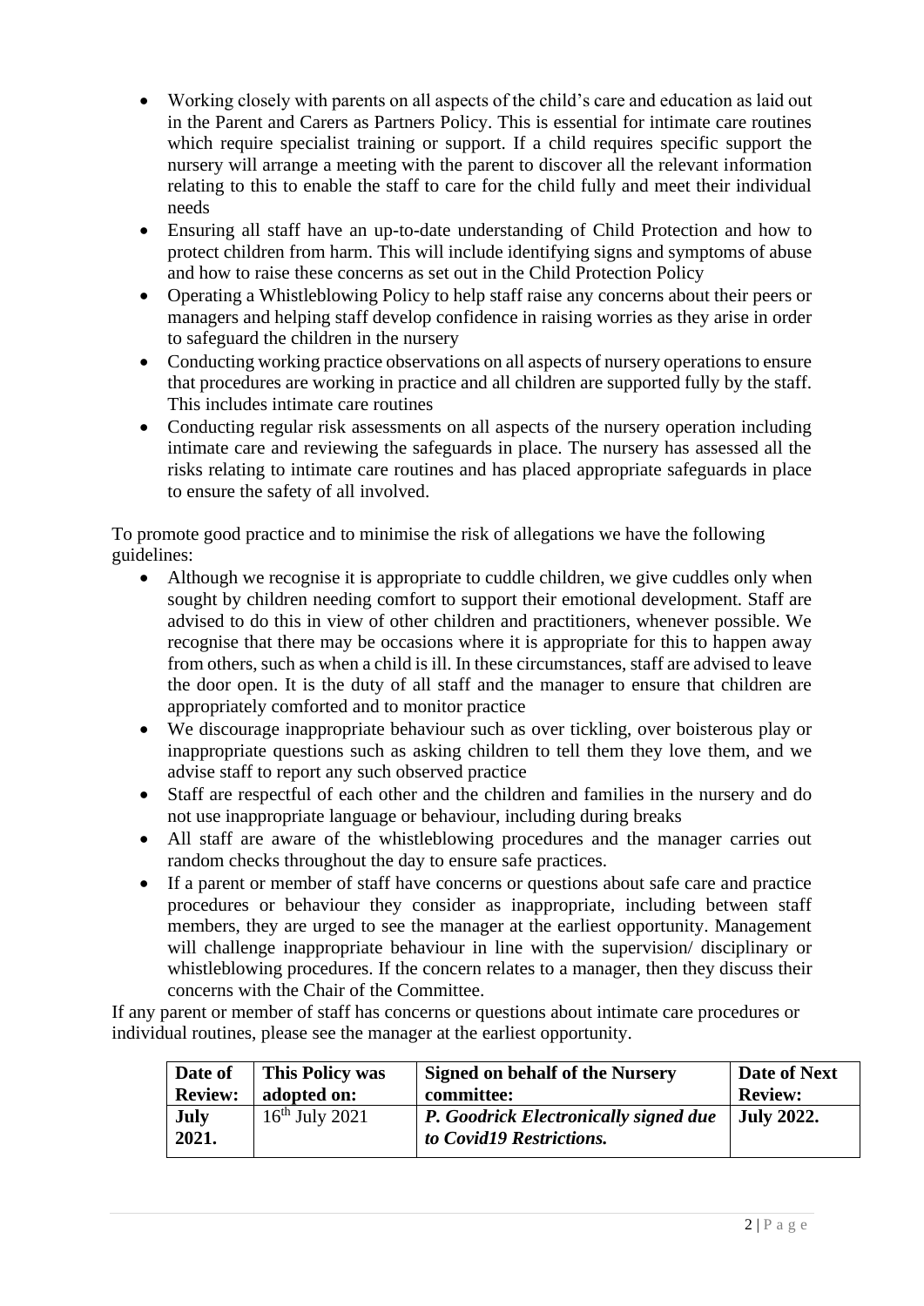- Working closely with parents on all aspects of the child's care and education as laid out in the Parent and Carers as Partners Policy. This is essential for intimate care routines which require specialist training or support. If a child requires specific support the nursery will arrange a meeting with the parent to discover all the relevant information relating to this to enable the staff to care for the child fully and meet their individual needs
- Ensuring all staff have an up-to-date understanding of Child Protection and how to protect children from harm. This will include identifying signs and symptoms of abuse and how to raise these concerns as set out in the Child Protection Policy
- Operating a Whistleblowing Policy to help staff raise any concerns about their peers or managers and helping staff develop confidence in raising worries as they arise in order to safeguard the children in the nursery
- Conducting working practice observations on all aspects of nursery operations to ensure that procedures are working in practice and all children are supported fully by the staff. This includes intimate care routines
- Conducting regular risk assessments on all aspects of the nursery operation including intimate care and reviewing the safeguards in place. The nursery has assessed all the risks relating to intimate care routines and has placed appropriate safeguards in place to ensure the safety of all involved.

To promote good practice and to minimise the risk of allegations we have the following guidelines:

- Although we recognise it is appropriate to cuddle children, we give cuddles only when sought by children needing comfort to support their emotional development. Staff are advised to do this in view of other children and practitioners, whenever possible. We recognise that there may be occasions where it is appropriate for this to happen away from others, such as when a child is ill. In these circumstances, staff are advised to leave the door open. It is the duty of all staff and the manager to ensure that children are appropriately comforted and to monitor practice
- We discourage inappropriate behaviour such as over tickling, over boisterous play or inappropriate questions such as asking children to tell them they love them, and we advise staff to report any such observed practice
- Staff are respectful of each other and the children and families in the nursery and do not use inappropriate language or behaviour, including during breaks
- All staff are aware of the whistleblowing procedures and the manager carries out random checks throughout the day to ensure safe practices.
- If a parent or member of staff have concerns or questions about safe care and practice procedures or behaviour they consider as inappropriate, including between staff members, they are urged to see the manager at the earliest opportunity. Management will challenge inappropriate behaviour in line with the supervision/ disciplinary or whistleblowing procedures. If the concern relates to a manager, then they discuss their concerns with the Chair of the Committee.

If any parent or member of staff has concerns or questions about intimate care procedures or individual routines, please see the manager at the earliest opportunity.

| **Date of Review:** | **This Policy was adopted on:** | **Signed on behalf of the Nursery committee:** | **Date of Next Review:** |
|---|---|---|---|
| **July 2021.** | 16th July 2021 | ***P. Goodrick Electronically signed due to Covid19 Restrictions.*** | **July 2022.** |